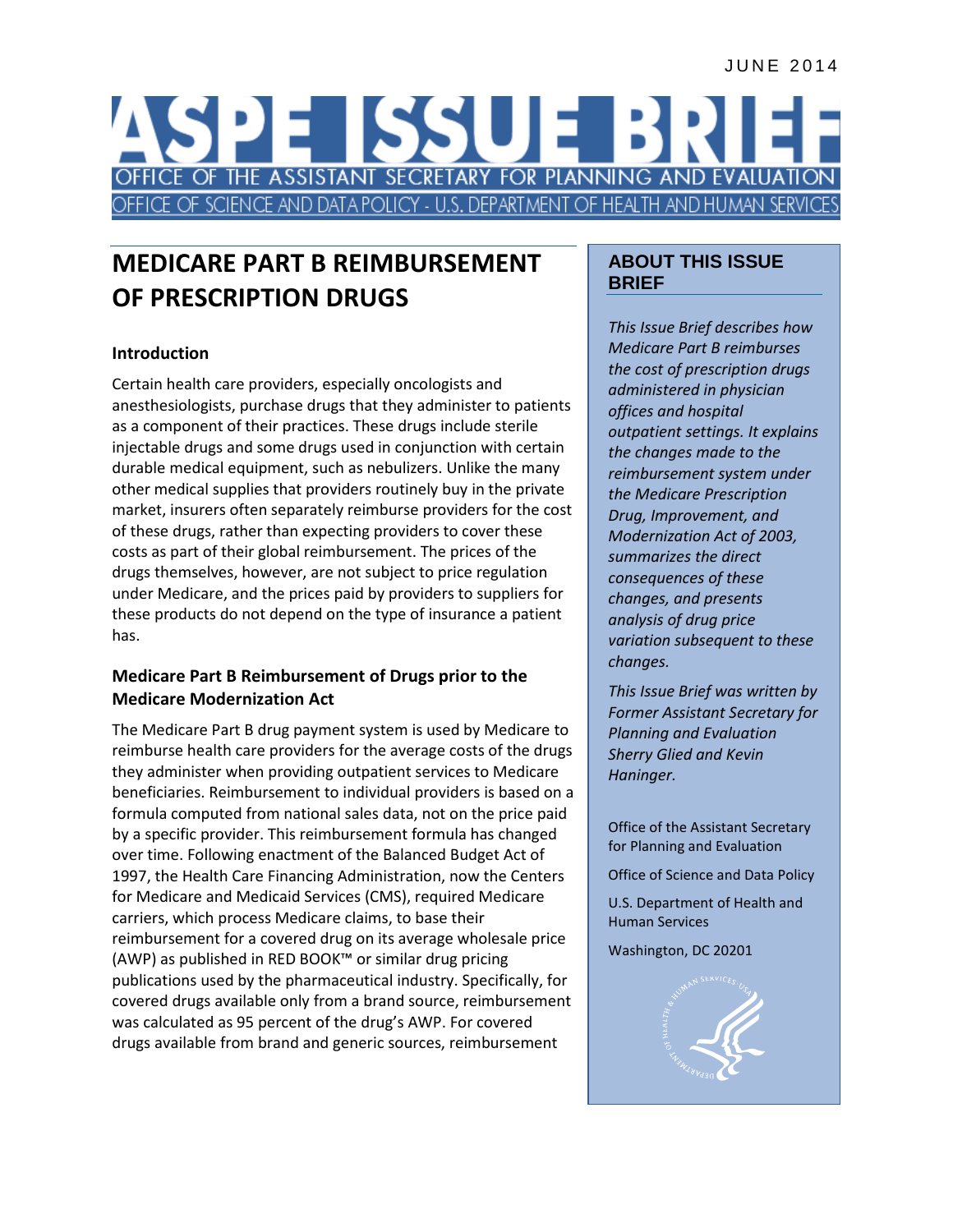JUNE 2014

# ASPE ISSUE BRIEF

OFFICE OF THE ASSISTANT SECRETARY FOR PLANNING AND EVALUATION

OFFICE OF SCIENCE AND DATA POLICY - U.S. DEPARTMENT OF HEALTH AND HUMAN SERVICES

## MEDICARE PART B REIMBURSEMENT OF PRESCRIPTION DRUGS

### Introduction

Certain health care providers, especially oncologists and anesthesiologists, purchase drugs that they administer to patients as a component of their practices. These drugs include sterile injectable drugs and some drugs used in conjunction with certain durable medical equipment, such as nebulizers. Unlike the many other medical supplies that providers routinely buy in the private market, insurers often separately reimburse providers for the cost of these drugs, rather than expecting providers to cover these costs as part of their global reimbursement. The prices of the drugs themselves, however, are not subject to price regulation under Medicare, and the prices paid by providers to suppliers for these products do not depend on the type of insurance a patient has.

### Medicare Part B Reimbursement of Drugs prior to the Medicare Modernization Act

The Medicare Part B drug payment system is used by Medicare to reimburse health care providers for the average costs of the drugs they administer when providing outpatient services to Medicare beneficiaries. Reimbursement to individual providers is based on a formula computed from national sales data, not on the price paid by a specific provider. This reimbursement formula has changed over time. Following enactment of the Balanced Budget Act of 1997, the Health Care Financing Administration, now the Centers for Medicare and Medicaid Services (CMS), required Medicare carriers, which process Medicare claims, to base their reimbursement for a covered drug on its average wholesale price (AWP) as published in RED BOOK™ or similar drug pricing publications used by the pharmaceutical industry. Specifically, for covered drugs available only from a brand source, reimbursement was calculated as 95 percent of the drug's AWP. For covered drugs available from brand and generic sources, reimbursement

### ABOUT THIS ISSUE BRIEF

*This Issue Brief describes how Medicare Part B reimburses the cost of prescription drugs administered in physician offices and hospital outpatient settings. It explains the changes made to the reimbursement system under the Medicare Prescription Drug, Improvement, and Modernization Act of 2003, summarizes the direct consequences of these changes, and presents analysis of drug price variation subsequent to these changes.*

*This Issue Brief was written by Former Assistant Secretary for Planning and Evaluation Sherry Glied and Kevin Haninger.*

Office of the Assistant Secretary for Planning and Evaluation

Office of Science and Data Policy

U.S. Department of Health and Human Services

Washington, DC 20201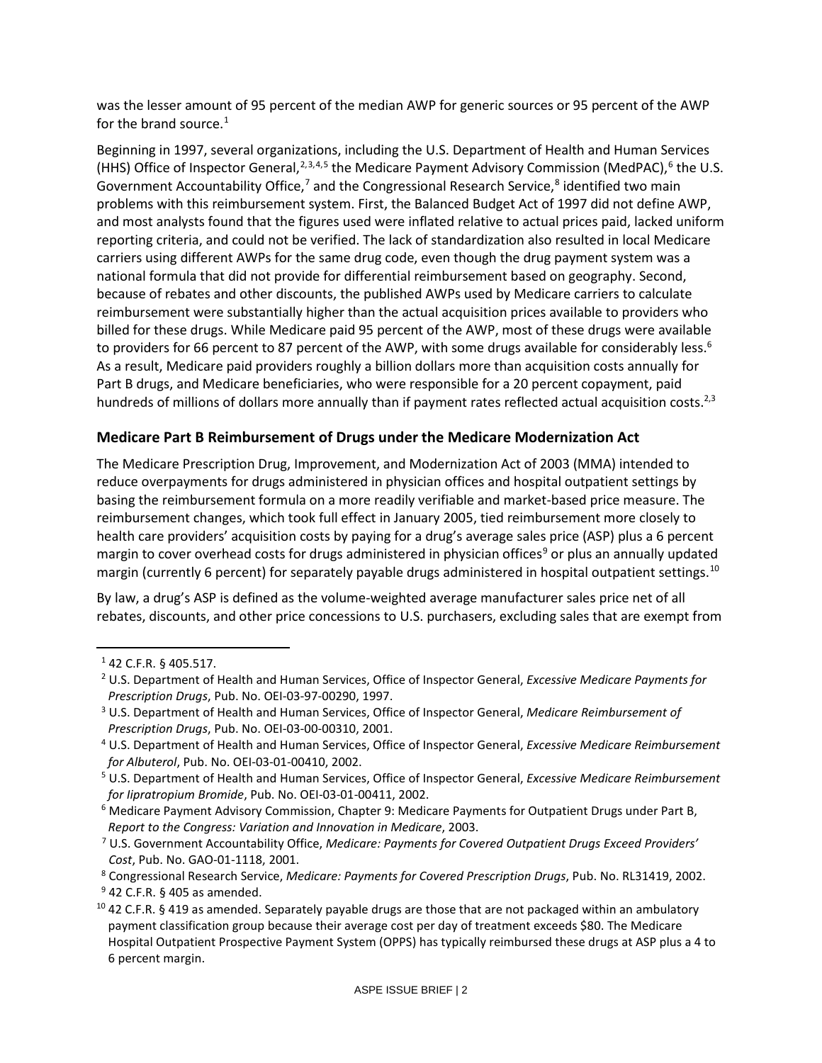was the lesser amount of 95 percent of the median AWP for generic sources or 95 percent of the AWP for the brand source.[1]

Beginning in 1997, several organizations, including the U.S. Department of Health and Human Services (HHS) Office of Inspector General,[2,3,4,5] the Medicare Payment Advisory Commission (MedPAC),[6] the U.S. Government Accountability Office,[7] and the Congressional Research Service,[8] identified two main problems with this reimbursement system. First, the Balanced Budget Act of 1997 did not define AWP, and most analysts found that the figures used were inflated relative to actual prices paid, lacked uniform reporting criteria, and could not be verified. The lack of standardization also resulted in local Medicare carriers using different AWPs for the same drug code, even though the drug payment system was a national formula that did not provide for differential reimbursement based on geography. Second, because of rebates and other discounts, the published AWPs used by Medicare carriers to calculate reimbursement were substantially higher than the actual acquisition prices available to providers who billed for these drugs. While Medicare paid 95 percent of the AWP, most of these drugs were available to providers for 66 percent to 87 percent of the AWP, with some drugs available for considerably less.[6] As a result, Medicare paid providers roughly a billion dollars more than acquisition costs annually for Part B drugs, and Medicare beneficiaries, who were responsible for a 20 percent copayment, paid hundreds of millions of dollars more annually than if payment rates reflected actual acquisition costs.[2,3]

### Medicare Part B Reimbursement of Drugs under the Medicare Modernization Act

The Medicare Prescription Drug, Improvement, and Modernization Act of 2003 (MMA) intended to reduce overpayments for drugs administered in physician offices and hospital outpatient settings by basing the reimbursement formula on a more readily verifiable and market-based price measure. The reimbursement changes, which took full effect in January 2005, tied reimbursement more closely to health care providers' acquisition costs by paying for a drug's average sales price (ASP) plus a 6 percent margin to cover overhead costs for drugs administered in physician offices[9] or plus an annually updated margin (currently 6 percent) for separately payable drugs administered in hospital outpatient settings.[10]

By law, a drug's ASP is defined as the volume-weighted average manufacturer sales price net of all rebates, discounts, and other price concessions to U.S. purchasers, excluding sales that are exempt from

---

[1] 42 C.F.R. § 405.517.

[2] U.S. Department of Health and Human Services, Office of Inspector General, *Excessive Medicare Payments for Prescription Drugs*, Pub. No. OEI-03-97-00290, 1997.

[3] U.S. Department of Health and Human Services, Office of Inspector General, *Medicare Reimbursement of Prescription Drugs*, Pub. No. OEI-03-00-00310, 2001.

[4] U.S. Department of Health and Human Services, Office of Inspector General, *Excessive Medicare Reimbursement for Albuterol*, Pub. No. OEI-03-01-00410, 2002.

[5] U.S. Department of Health and Human Services, Office of Inspector General, *Excessive Medicare Reimbursement for Iipratropium Bromide*, Pub. No. OEI-03-01-00411, 2002.

[6] Medicare Payment Advisory Commission, Chapter 9: Medicare Payments for Outpatient Drugs under Part B, *Report to the Congress: Variation and Innovation in Medicare*, 2003.

[7] U.S. Government Accountability Office, *Medicare: Payments for Covered Outpatient Drugs Exceed Providers' Cost*, Pub. No. GAO-01-1118, 2001.

[8] Congressional Research Service, *Medicare: Payments for Covered Prescription Drugs*, Pub. No. RL31419, 2002.

[9] 42 C.F.R. § 405 as amended.

[10] 42 C.F.R. § 419 as amended. Separately payable drugs are those that are not packaged within an ambulatory payment classification group because their average cost per day of treatment exceeds $80. The Medicare Hospital Outpatient Prospective Payment System (OPPS) has typically reimbursed these drugs at ASP plus a 4 to 6 percent margin.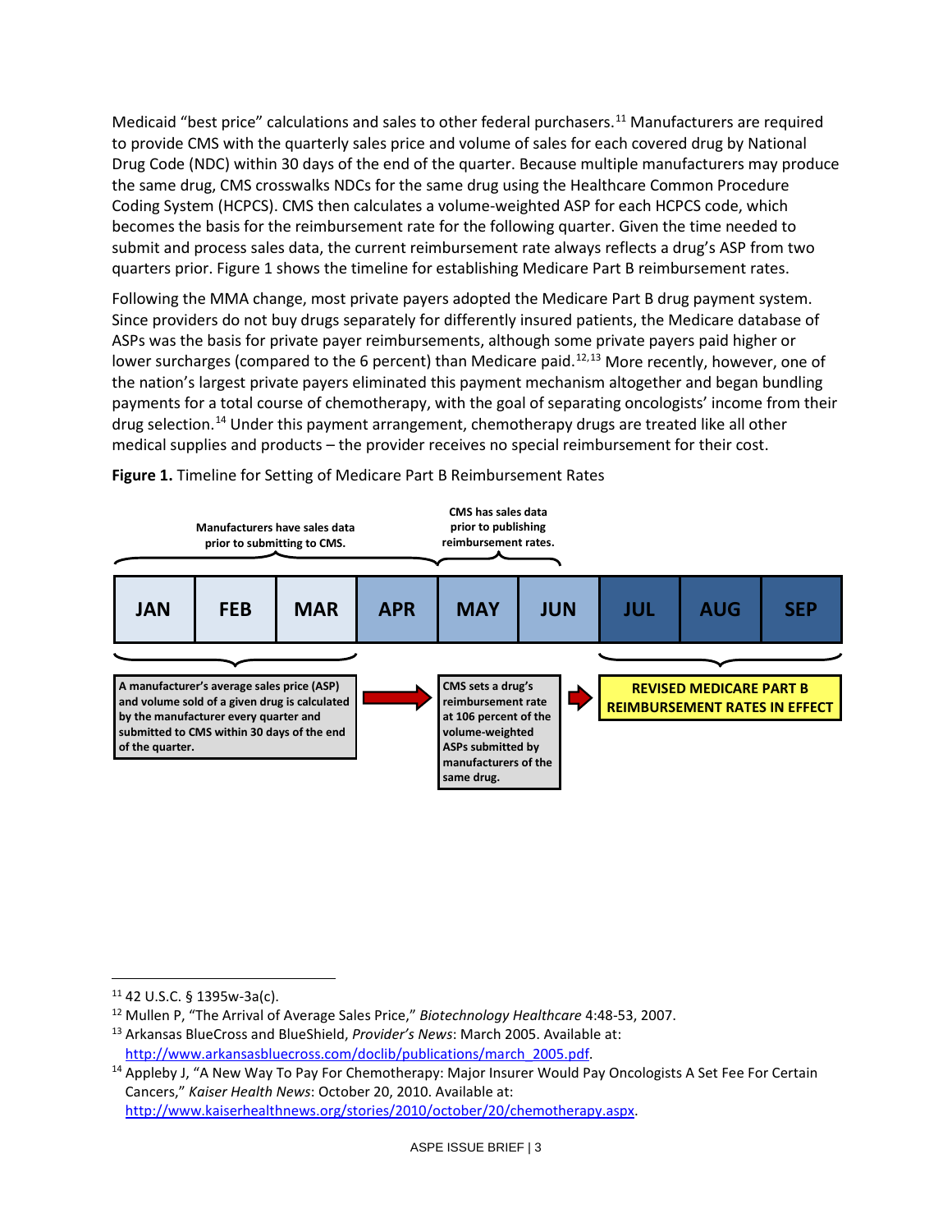Medicaid "best price" calculations and sales to other federal purchasers.[11] Manufacturers are required to provide CMS with the quarterly sales price and volume of sales for each covered drug by National Drug Code (NDC) within 30 days of the end of the quarter. Because multiple manufacturers may produce the same drug, CMS crosswalks NDCs for the same drug using the Healthcare Common Procedure Coding System (HCPCS). CMS then calculates a volume-weighted ASP for each HCPCS code, which becomes the basis for the reimbursement rate for the following quarter. Given the time needed to submit and process sales data, the current reimbursement rate always reflects a drug's ASP from two quarters prior. Figure 1 shows the timeline for establishing Medicare Part B reimbursement rates.

Following the MMA change, most private payers adopted the Medicare Part B drug payment system. Since providers do not buy drugs separately for differently insured patients, the Medicare database of ASPs was the basis for private payer reimbursements, although some private payers paid higher or lower surcharges (compared to the 6 percent) than Medicare paid.[12,13] More recently, however, one of the nation's largest private payers eliminated this payment mechanism altogether and began bundling payments for a total course of chemotherapy, with the goal of separating oncologists' income from their drug selection.[14] Under this payment arrangement, chemotherapy drugs are treated like all other medical supplies and products – the provider receives no special reimbursement for their cost.

**Figure 1.** Timeline for Setting of Medicare Part B Reimbursement Rates

Manufacturers have sales data prior to submitting to CMS. (JAN–APR)

CMS has sales data prior to publishing reimbursement rates. (MAY–JUN)

| JAN | FEB | MAR | APR | MAY | JUN | JUL | AUG | SEP |
|---|---|---|---|---|---|---|---|---|

**A manufacturer's average sales price (ASP) and volume sold of a given drug is calculated by the manufacturer every quarter and submitted to CMS within 30 days of the end of the quarter.** (JAN–MAR) → **CMS sets a drug's reimbursement rate at 106 percent of the volume-weighted ASPs submitted by manufacturers of the same drug.** (MAY) → **REVISED MEDICARE PART B REIMBURSEMENT RATES IN EFFECT** (JUL–SEP)

---

[11] 42 U.S.C. § 1395w-3a(c).

[12] Mullen P, "The Arrival of Average Sales Price," *Biotechnology Healthcare* 4:48-53, 2007.

[13] Arkansas BlueCross and BlueShield, *Provider's News*: March 2005. Available at: http://www.arkansasbluecross.com/doclib/publications/march_2005.pdf.

[14] Appleby J, "A New Way To Pay For Chemotherapy: Major Insurer Would Pay Oncologists A Set Fee For Certain Cancers," *Kaiser Health News*: October 20, 2010. Available at: http://www.kaiserhealthnews.org/stories/2010/october/20/chemotherapy.aspx.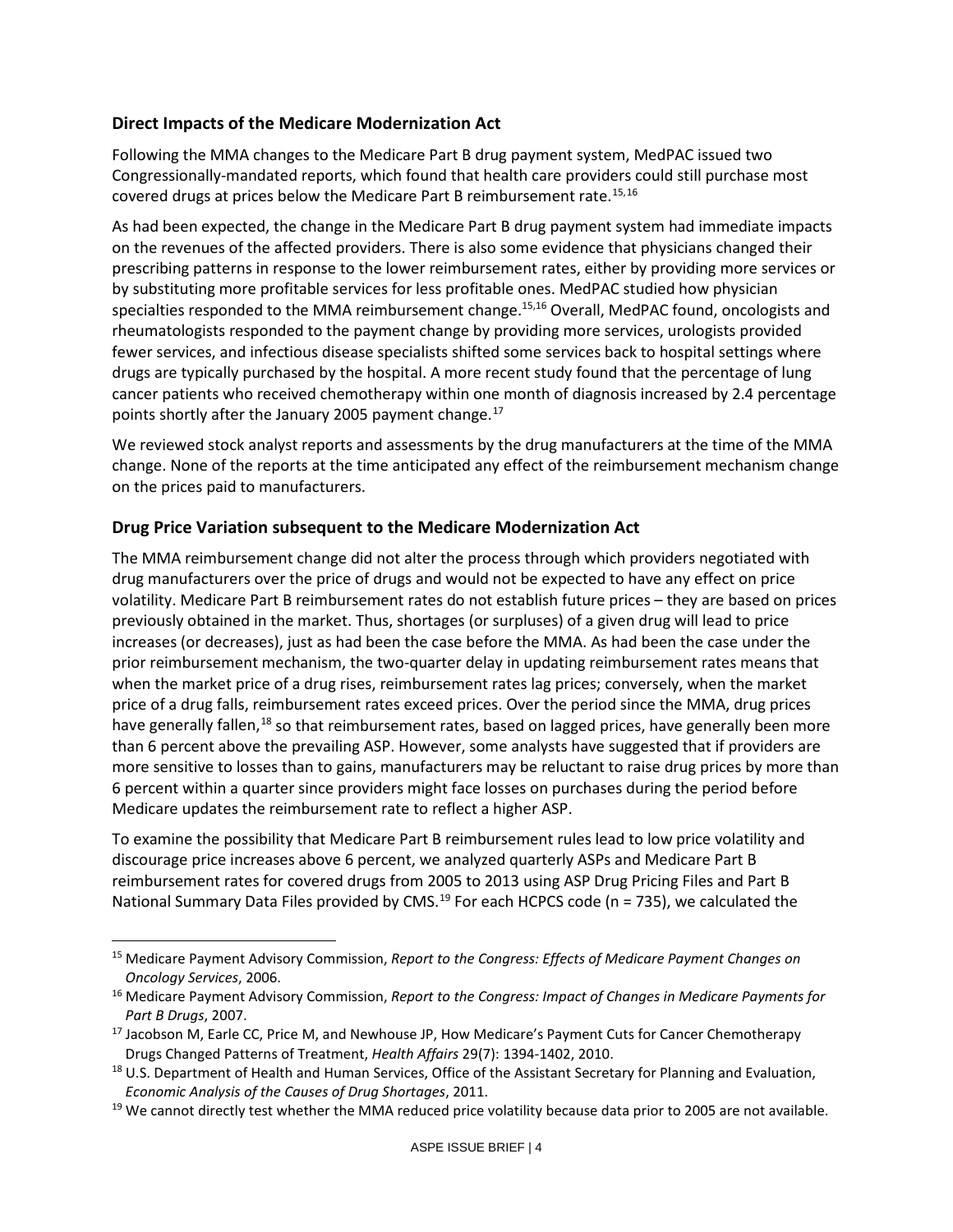## Direct Impacts of the Medicare Modernization Act

Following the MMA changes to the Medicare Part B drug payment system, MedPAC issued two Congressionally-mandated reports, which found that health care providers could still purchase most covered drugs at prices below the Medicare Part B reimbursement rate.[15,16]

As had been expected, the change in the Medicare Part B drug payment system had immediate impacts on the revenues of the affected providers. There is also some evidence that physicians changed their prescribing patterns in response to the lower reimbursement rates, either by providing more services or by substituting more profitable services for less profitable ones. MedPAC studied how physician specialties responded to the MMA reimbursement change.[15,16] Overall, MedPAC found, oncologists and rheumatologists responded to the payment change by providing more services, urologists provided fewer services, and infectious disease specialists shifted some services back to hospital settings where drugs are typically purchased by the hospital. A more recent study found that the percentage of lung cancer patients who received chemotherapy within one month of diagnosis increased by 2.4 percentage points shortly after the January 2005 payment change.[17]

We reviewed stock analyst reports and assessments by the drug manufacturers at the time of the MMA change. None of the reports at the time anticipated any effect of the reimbursement mechanism change on the prices paid to manufacturers.

## Drug Price Variation subsequent to the Medicare Modernization Act

The MMA reimbursement change did not alter the process through which providers negotiated with drug manufacturers over the price of drugs and would not be expected to have any effect on price volatility. Medicare Part B reimbursement rates do not establish future prices – they are based on prices previously obtained in the market. Thus, shortages (or surpluses) of a given drug will lead to price increases (or decreases), just as had been the case before the MMA. As had been the case under the prior reimbursement mechanism, the two-quarter delay in updating reimbursement rates means that when the market price of a drug rises, reimbursement rates lag prices; conversely, when the market price of a drug falls, reimbursement rates exceed prices. Over the period since the MMA, drug prices have generally fallen,[18] so that reimbursement rates, based on lagged prices, have generally been more than 6 percent above the prevailing ASP. However, some analysts have suggested that if providers are more sensitive to losses than to gains, manufacturers may be reluctant to raise drug prices by more than 6 percent within a quarter since providers might face losses on purchases during the period before Medicare updates the reimbursement rate to reflect a higher ASP.

To examine the possibility that Medicare Part B reimbursement rules lead to low price volatility and discourage price increases above 6 percent, we analyzed quarterly ASPs and Medicare Part B reimbursement rates for covered drugs from 2005 to 2013 using ASP Drug Pricing Files and Part B National Summary Data Files provided by CMS.[19] For each HCPCS code (n = 735), we calculated the

---

[15] Medicare Payment Advisory Commission, *Report to the Congress: Effects of Medicare Payment Changes on Oncology Services*, 2006.

[16] Medicare Payment Advisory Commission, *Report to the Congress: Impact of Changes in Medicare Payments for Part B Drugs*, 2007.

[17] Jacobson M, Earle CC, Price M, and Newhouse JP, How Medicare's Payment Cuts for Cancer Chemotherapy Drugs Changed Patterns of Treatment, *Health Affairs* 29(7): 1394-1402, 2010.

[18] U.S. Department of Health and Human Services, Office of the Assistant Secretary for Planning and Evaluation, *Economic Analysis of the Causes of Drug Shortages*, 2011.

[19] We cannot directly test whether the MMA reduced price volatility because data prior to 2005 are not available.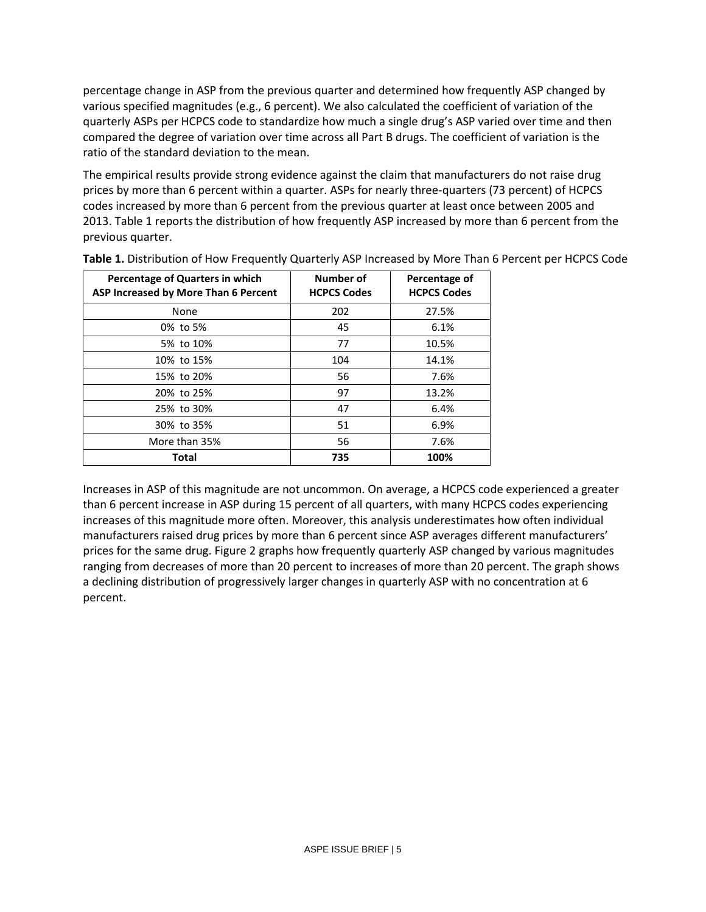percentage change in ASP from the previous quarter and determined how frequently ASP changed by various specified magnitudes (e.g., 6 percent). We also calculated the coefficient of variation of the quarterly ASPs per HCPCS code to standardize how much a single drug's ASP varied over time and then compared the degree of variation over time across all Part B drugs. The coefficient of variation is the ratio of the standard deviation to the mean.

The empirical results provide strong evidence against the claim that manufacturers do not raise drug prices by more than 6 percent within a quarter. ASPs for nearly three-quarters (73 percent) of HCPCS codes increased by more than 6 percent from the previous quarter at least once between 2005 and 2013. Table 1 reports the distribution of how frequently ASP increased by more than 6 percent from the previous quarter.

**Table 1.** Distribution of How Frequently Quarterly ASP Increased by More Than 6 Percent per HCPCS Code

| Percentage of Quarters in which ASP Increased by More Than 6 Percent | Number of HCPCS Codes | Percentage of HCPCS Codes |
|---|---|---|
| None | 202 | 27.5% |
| 0% to 5% | 45 | 6.1% |
| 5% to 10% | 77 | 10.5% |
| 10% to 15% | 104 | 14.1% |
| 15% to 20% | 56 | 7.6% |
| 20% to 25% | 97 | 13.2% |
| 25% to 30% | 47 | 6.4% |
| 30% to 35% | 51 | 6.9% |
| More than 35% | 56 | 7.6% |
| **Total** | **735** | **100%** |

Increases in ASP of this magnitude are not uncommon. On average, a HCPCS code experienced a greater than 6 percent increase in ASP during 15 percent of all quarters, with many HCPCS codes experiencing increases of this magnitude more often. Moreover, this analysis underestimates how often individual manufacturers raised drug prices by more than 6 percent since ASP averages different manufacturers' prices for the same drug. Figure 2 graphs how frequently quarterly ASP changed by various magnitudes ranging from decreases of more than 20 percent to increases of more than 20 percent. The graph shows a declining distribution of progressively larger changes in quarterly ASP with no concentration at 6 percent.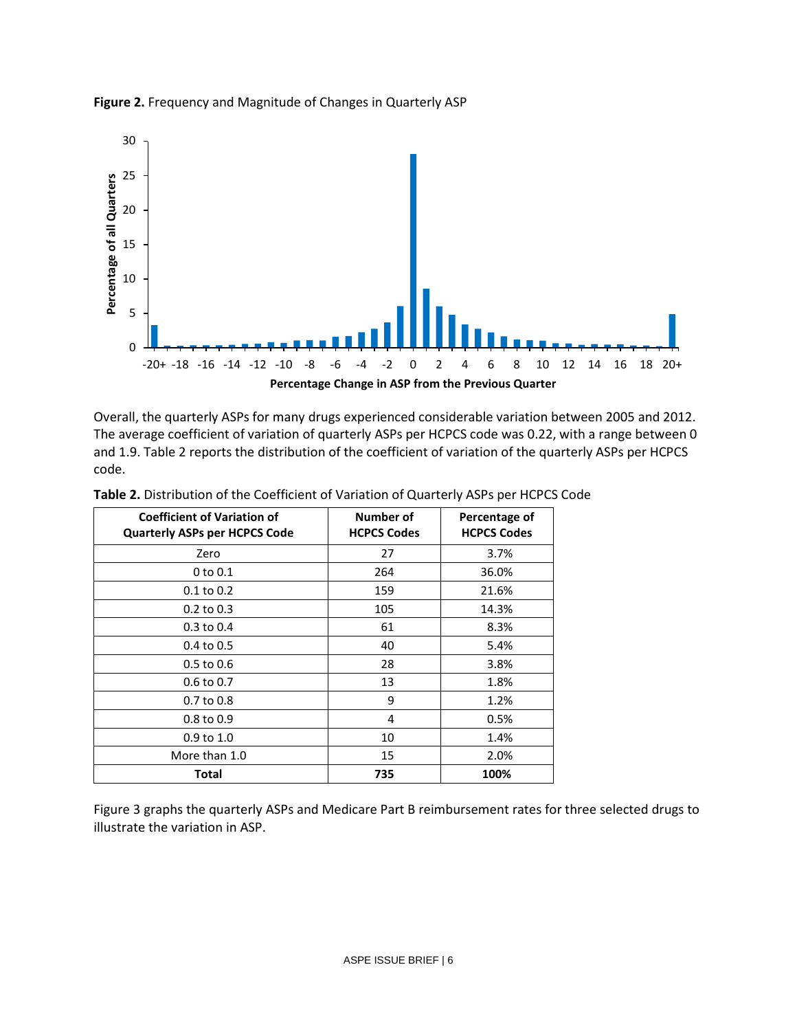**Figure 2.** Frequency and Magnitude of Changes in Quarterly ASP

Overall, the quarterly ASPs for many drugs experienced considerable variation between 2005 and 2012. The average coefficient of variation of quarterly ASPs per HCPCS code was 0.22, with a range between 0 and 1.9. Table 2 reports the distribution of the coefficient of variation of the quarterly ASPs per HCPCS code.

**Table 2.** Distribution of the Coefficient of Variation of Quarterly ASPs per HCPCS Code

| Coefficient of Variation of Quarterly ASPs per HCPCS Code | Number of HCPCS Codes | Percentage of HCPCS Codes |
|---|---|---|
| Zero | 27 | 3.7% |
| 0 to 0.1 | 264 | 36.0% |
| 0.1 to 0.2 | 159 | 21.6% |
| 0.2 to 0.3 | 105 | 14.3% |
| 0.3 to 0.4 | 61 | 8.3% |
| 0.4 to 0.5 | 40 | 5.4% |
| 0.5 to 0.6 | 28 | 3.8% |
| 0.6 to 0.7 | 13 | 1.8% |
| 0.7 to 0.8 | 9 | 1.2% |
| 0.8 to 0.9 | 4 | 0.5% |
| 0.9 to 1.0 | 10 | 1.4% |
| More than 1.0 | 15 | 2.0% |
| **Total** | **735** | **100%** |

Figure 3 graphs the quarterly ASPs and Medicare Part B reimbursement rates for three selected drugs to illustrate the variation in ASP.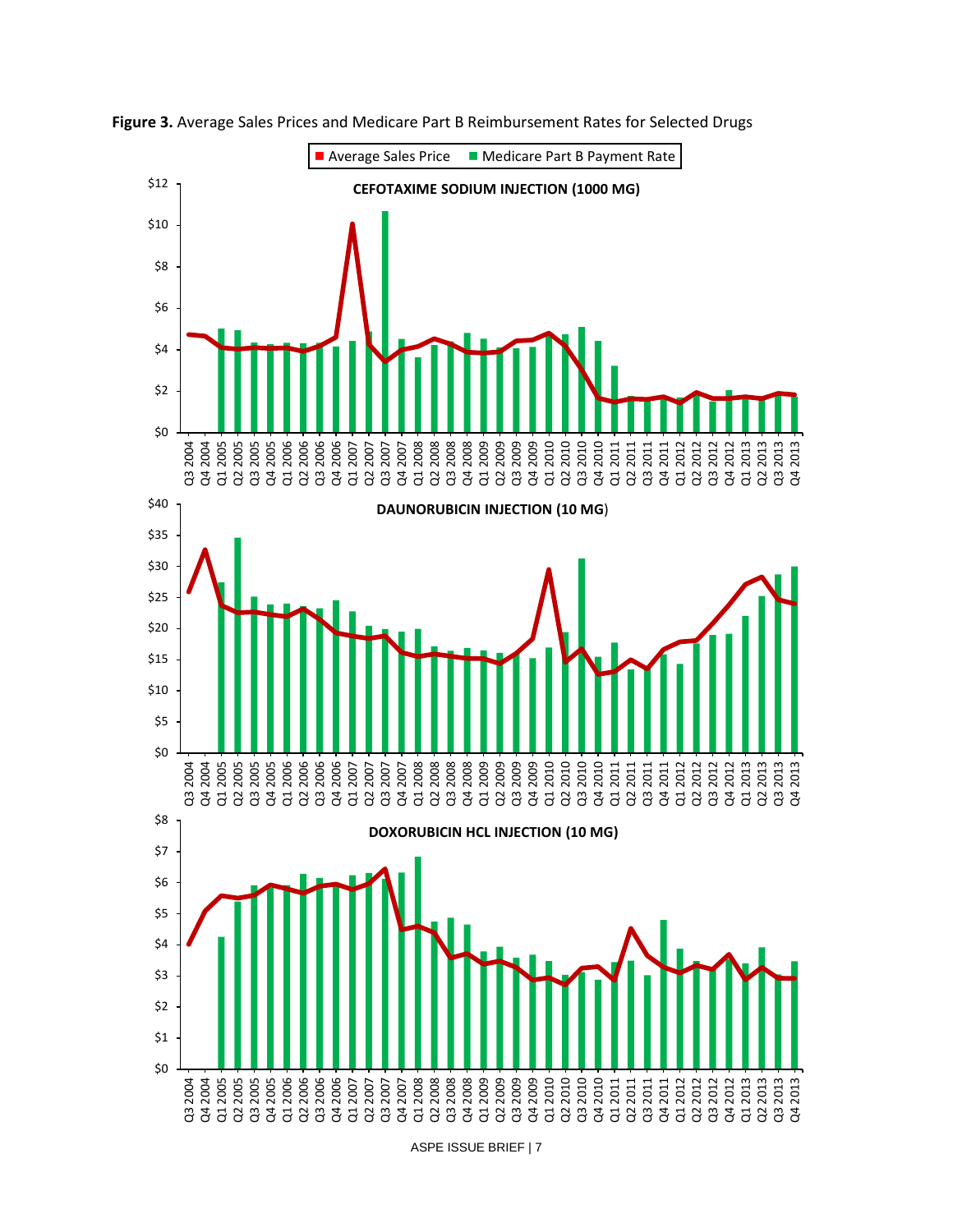**Figure 3.** Average Sales Prices and Medicare Part B Reimbursement Rates for Selected Drugs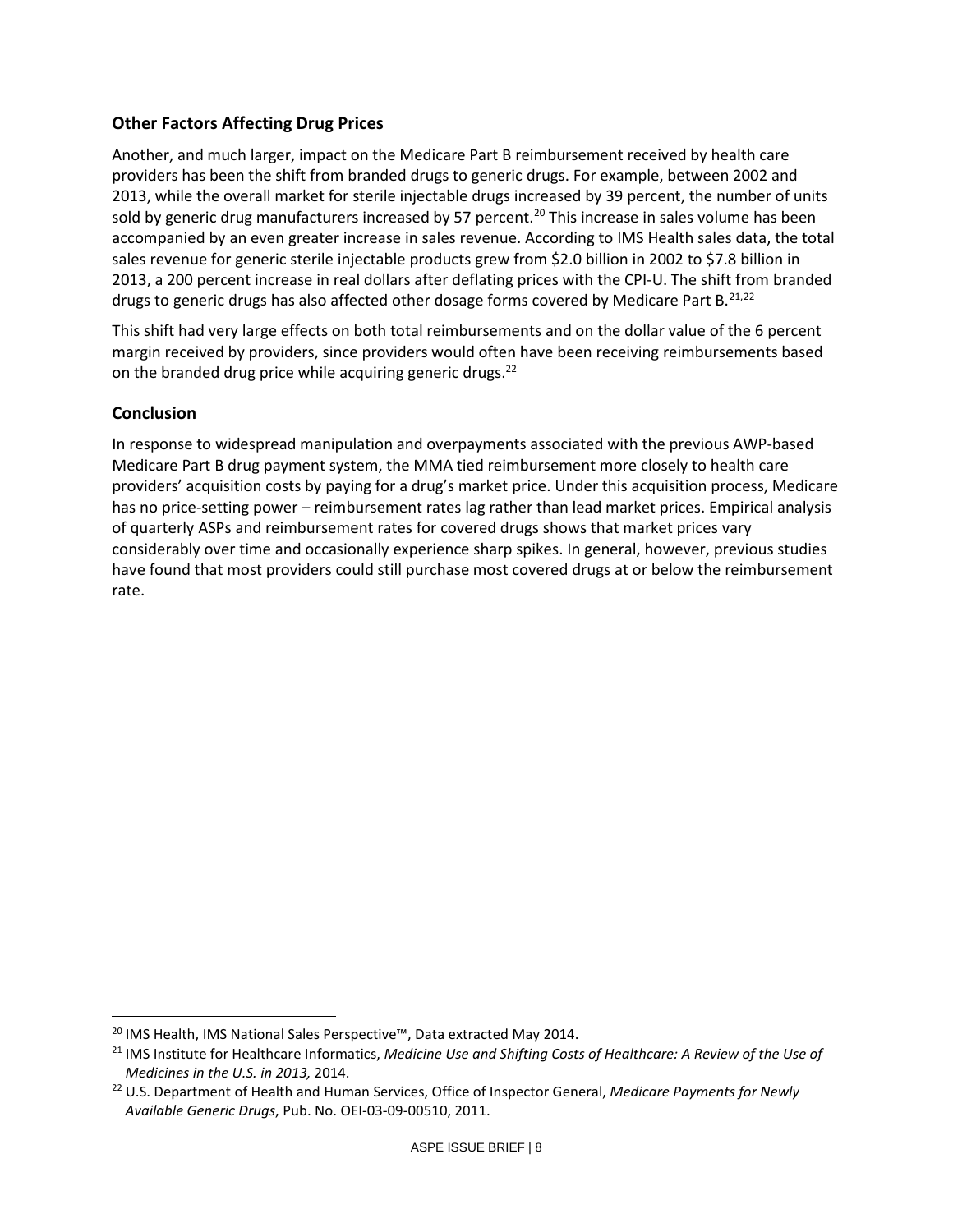## Other Factors Affecting Drug Prices

Another, and much larger, impact on the Medicare Part B reimbursement received by health care providers has been the shift from branded drugs to generic drugs. For example, between 2002 and 2013, while the overall market for sterile injectable drugs increased by 39 percent, the number of units sold by generic drug manufacturers increased by 57 percent.[20] This increase in sales volume has been accompanied by an even greater increase in sales revenue. According to IMS Health sales data, the total sales revenue for generic sterile injectable products grew from $2.0 billion in 2002 to $7.8 billion in 2013, a 200 percent increase in real dollars after deflating prices with the CPI-U. The shift from branded drugs to generic drugs has also affected other dosage forms covered by Medicare Part B.[21,22]

This shift had very large effects on both total reimbursements and on the dollar value of the 6 percent margin received by providers, since providers would often have been receiving reimbursements based on the branded drug price while acquiring generic drugs.[22]

## Conclusion

In response to widespread manipulation and overpayments associated with the previous AWP-based Medicare Part B drug payment system, the MMA tied reimbursement more closely to health care providers' acquisition costs by paying for a drug's market price. Under this acquisition process, Medicare has no price-setting power – reimbursement rates lag rather than lead market prices. Empirical analysis of quarterly ASPs and reimbursement rates for covered drugs shows that market prices vary considerably over time and occasionally experience sharp spikes. In general, however, previous studies have found that most providers could still purchase most covered drugs at or below the reimbursement rate.

---

[20] IMS Health, IMS National Sales Perspective™, Data extracted May 2014.

[21] IMS Institute for Healthcare Informatics, *Medicine Use and Shifting Costs of Healthcare: A Review of the Use of Medicines in the U.S. in 2013,* 2014.

[22] U.S. Department of Health and Human Services, Office of Inspector General, *Medicare Payments for Newly Available Generic Drugs*, Pub. No. OEI-03-09-00510, 2011.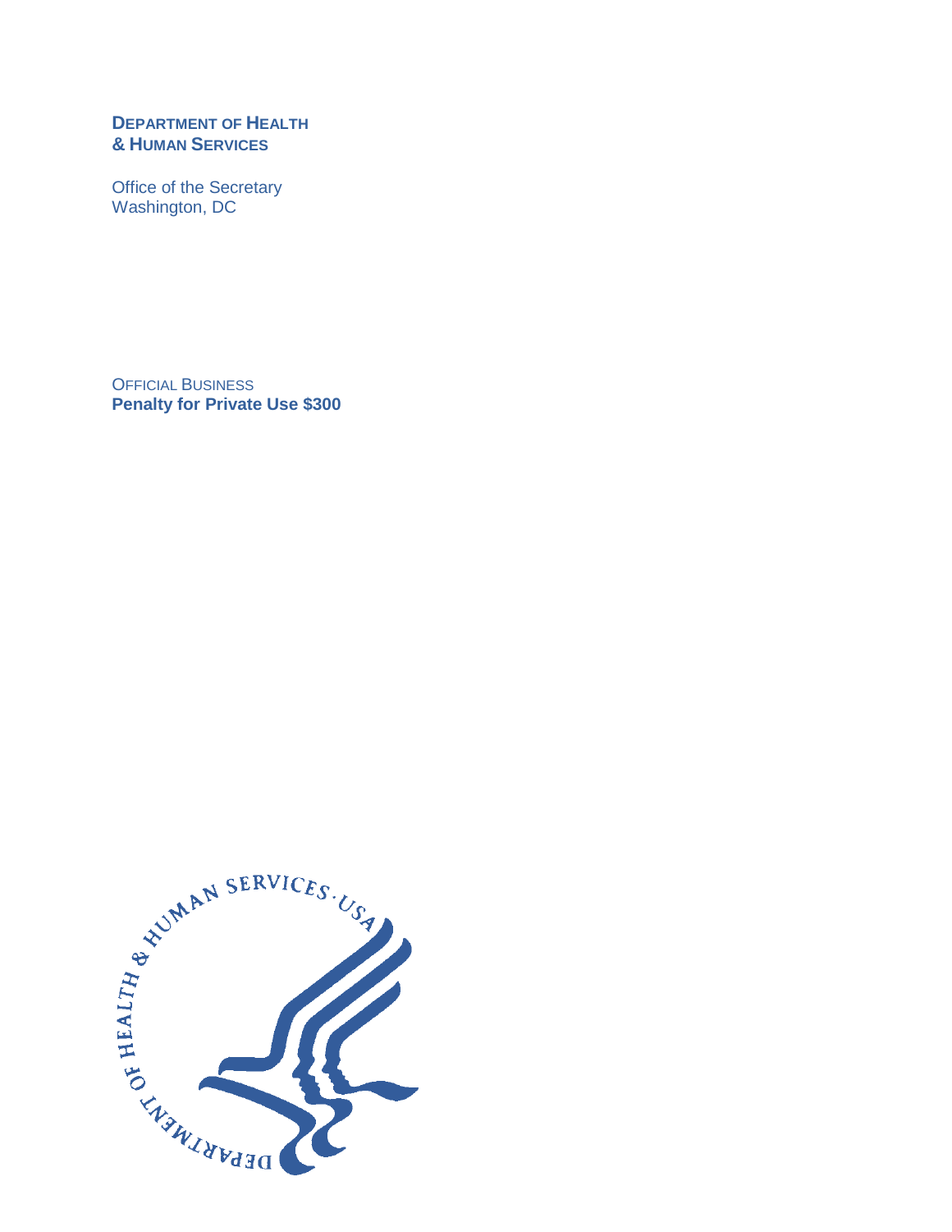**DEPARTMENT OF HEALTH**
**& HUMAN SERVICES**

Office of the Secretary
Washington, DC

OFFICIAL BUSINESS
**Penalty for Private Use $300**